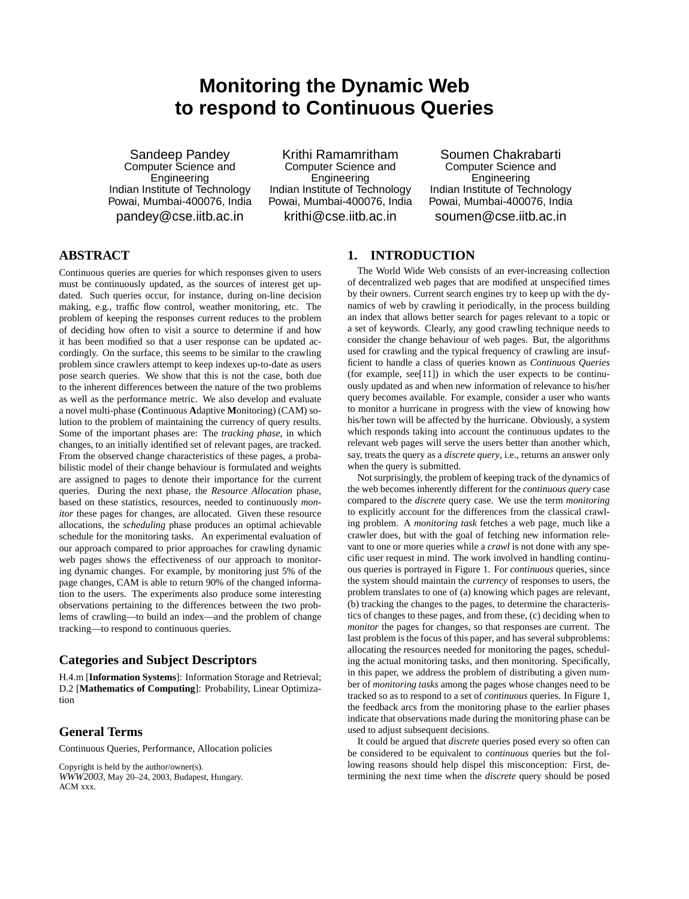# Monitoring the Dynamic Web to respond to Continuous Queries

Sandeep Pandey
Computer Science and Engineering
Indian Institute of Technology
Powai, Mumbai-400076, India
pandey@cse.iitb.ac.in

Krithi Ramamritham
Computer Science and Engineering
Indian Institute of Technology
Powai, Mumbai-400076, India
krithi@cse.iitb.ac.in

Soumen Chakrabarti
Computer Science and Engineering
Indian Institute of Technology
Powai, Mumbai-400076, India
soumen@cse.iitb.ac.in

## ABSTRACT

Continuous queries are queries for which responses given to users must be continuously updated, as the sources of interest get updated. Such queries occur, for instance, during on-line decision making, e.g., traffic flow control, weather monitoring, etc. The problem of keeping the responses current reduces to the problem of deciding how often to visit a source to determine if and how it has been modified so that a user response can be updated accordingly. On the surface, this seems to be similar to the crawling problem since crawlers attempt to keep indexes up-to-date as users pose search queries. We show that this is not the case, both due to the inherent differences between the nature of the two problems as well as the performance metric. We also develop and evaluate a novel multi-phase (**C**ontinuous **A**daptive **M**onitoring) (CAM) solution to the problem of maintaining the currency of query results. Some of the important phases are: The *tracking phase*, in which changes, to an initially identified set of relevant pages, are tracked. From the observed change characteristics of these pages, a probabilistic model of their change behaviour is formulated and weights are assigned to pages to denote their importance for the current queries. During the next phase, the *Resource Allocation* phase, based on these statistics, resources, needed to continuously *monitor* these pages for changes, are allocated. Given these resource allocations, the *scheduling* phase produces an optimal achievable schedule for the monitoring tasks. An experimental evaluation of our approach compared to prior approaches for crawling dynamic web pages shows the effectiveness of our approach to monitoring dynamic changes. For example, by monitoring just 5% of the page changes, CAM is able to return 90% of the changed information to the users. The experiments also produce some interesting observations pertaining to the differences between the two problems of crawling—to build an index—and the problem of change tracking—to respond to continuous queries.

### Categories and Subject Descriptors

H.4.m [**Information Systems**]: Information Storage and Retrieval; D.2 [**Mathematics of Computing**]: Probability, Linear Optimization

### General Terms

Continuous Queries, Performance, Allocation policies

Copyright is held by the author/owner(s).
*WWW2003*, May 20–24, 2003, Budapest, Hungary.
ACM xxx.

## 1. INTRODUCTION

The World Wide Web consists of an ever-increasing collection of decentralized web pages that are modified at unspecified times by their owners. Current search engines try to keep up with the dynamics of web by crawling it periodically, in the process building an index that allows better search for pages relevant to a topic or a set of keywords. Clearly, any good crawling technique needs to consider the change behaviour of web pages. But, the algorithms used for crawling and the typical frequency of crawling are insufficient to handle a class of queries known as *Continuous Queries* (for example, see[11]) in which the user expects to be continuously updated as and when new information of relevance to his/her query becomes available. For example, consider a user who wants to monitor a hurricane in progress with the view of knowing how his/her town will be affected by the hurricane. Obviously, a system which responds taking into account the continuous updates to the relevant web pages will serve the users better than another which, say, treats the query as a *discrete query*, i.e., returns an answer only when the query is submitted.

Not surprisingly, the problem of keeping track of the dynamics of the web becomes inherently different for the *continuous query* case compared to the *discrete* query case. We use the term *monitoring* to explicitly account for the differences from the classical crawling problem. A *monitoring task* fetches a web page, much like a crawler does, but with the goal of fetching new information relevant to one or more queries while a *crawl* is not done with any specific user request in mind. The work involved in handling continuous queries is portrayed in Figure 1. For *continuous* queries, since the system should maintain the *currency* of responses to users, the problem translates to one of (a) knowing which pages are relevant, (b) tracking the changes to the pages, to determine the characteristics of changes to these pages, and from these, (c) deciding when to *monitor* the pages for changes, so that responses are current. The last problem is the focus of this paper, and has several subproblems: allocating the resources needed for monitoring the pages, scheduling the actual monitoring tasks, and then monitoring. Specifically, in this paper, we address the problem of distributing a given number of *monitoring tasks* among the pages whose changes need to be tracked so as to respond to a set of *continuous* queries. In Figure 1, the feedback arcs from the monitoring phase to the earlier phases indicate that observations made during the monitoring phase can be used to adjust subsequent decisions.

It could be argued that *discrete* queries posed every so often can be considered to be equivalent to *continuous* queries but the following reasons should help dispel this misconception: First, determining the next time when the *discrete* query should be posed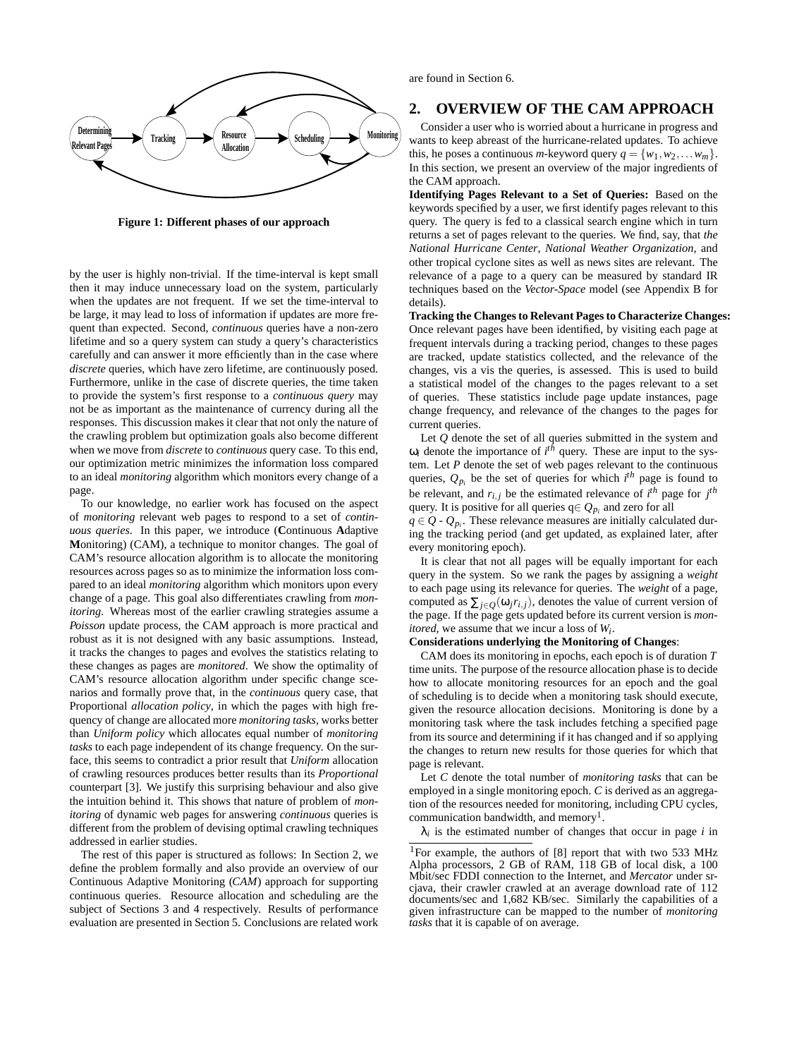Figure 1: Different phases of our approach

by the user is highly non-trivial. If the time-interval is kept small then it may induce unnecessary load on the system, particularly when the updates are not frequent. If we set the time-interval to be large, it may lead to loss of information if updates are more frequent than expected. Second, *continuous* queries have a non-zero lifetime and so a query system can study a query's characteristics carefully and can answer it more efficiently than in the case where *discrete* queries, which have zero lifetime, are continuously posed. Furthermore, unlike in the case of discrete queries, the time taken to provide the system's first response to a *continuous query* may not be as important as the maintenance of currency during all the responses. This discussion makes it clear that not only the nature of the crawling problem but optimization goals also become different when we move from *discrete* to *continuous* query case. To this end, our optimization metric minimizes the information loss compared to an ideal *monitoring* algorithm which monitors every change of a page.

To our knowledge, no earlier work has focused on the aspect of *monitoring* relevant web pages to respond to a set of *continuous queries*. In this paper, we introduce (**C**ontinuous **A**daptive **M**onitoring) (CAM), a technique to monitor changes. The goal of CAM's resource allocation algorithm is to allocate the monitoring resources across pages so as to minimize the information loss compared to an ideal *monitoring* algorithm which monitors upon every change of a page. This goal also differentiates crawling from *monitoring*. Whereas most of the earlier crawling strategies assume a *Poisson* update process, the CAM approach is more practical and robust as it is not designed with any basic assumptions. Instead, it tracks the changes to pages and evolves the statistics relating to these changes as pages are *monitored*. We show the optimality of CAM's resource allocation algorithm under specific change scenarios and formally prove that, in the *continuous* query case, that Proportional *allocation policy*, in which the pages with high frequency of change are allocated more *monitoring tasks*, works better than *Uniform policy* which allocates equal number of *monitoring tasks* to each page independent of its change frequency. On the surface, this seems to contradict a prior result that *Uniform* allocation of crawling resources produces better results than its *Proportional* counterpart [3]. We justify this surprising behaviour and also give the intuition behind it. This shows that nature of problem of *monitoring* of dynamic web pages for answering *continuous* queries is different from the problem of devising optimal crawling techniques addressed in earlier studies.

The rest of this paper is structured as follows: In Section 2, we define the problem formally and also provide an overview of our Continuous Adaptive Monitoring (*CAM*) approach for supporting continuous queries. Resource allocation and scheduling are the subject of Sections 3 and 4 respectively. Results of performance evaluation are presented in Section 5. Conclusions are related work are found in Section 6.

## 2. OVERVIEW OF THE CAM APPROACH

Consider a user who is worried about a hurricane in progress and wants to keep abreast of the hurricane-related updates. To achieve this, he poses a continuous *m*-keyword query $q = \{w_1, w_2, \ldots w_m\}$. In this section, we present an overview of the major ingredients of the CAM approach.

**Identifying Pages Relevant to a Set of Queries:** Based on the keywords specified by a user, we first identify pages relevant to this query. The query is fed to a classical search engine which in turn returns a set of pages relevant to the queries. We find, say, that *the National Hurricane Center*, *National Weather Organization*, and other tropical cyclone sites as well as news sites are relevant. The relevance of a page to a query can be measured by standard IR techniques based on the *Vector-Space* model (see Appendix B for details).

**Tracking the Changes to Relevant Pages to Characterize Changes:** Once relevant pages have been identified, by visiting each page at frequent intervals during a tracking period, changes to these pages are tracked, update statistics collected, and the relevance of the changes, vis a vis the queries, is assessed. This is used to build a statistical model of the changes to the pages relevant to a set of queries. These statistics include page update instances, page change frequency, and relevance of the changes to the pages for current queries.

Let $Q$ denote the set of all queries submitted in the system and $\omega_i$ denote the importance of $i^{th}$ query. These are input to the system. Let $P$ denote the set of web pages relevant to the continuous queries, $Q_{p_i}$ be the set of queries for which $i^{th}$ page is found to be relevant, and $r_{i,j}$ be the estimated relevance of $i^{th}$ page for $j^{th}$ query. It is positive for all queries $q \in Q_{p_i}$ and zero for all $q \in Q - Q_{p_i}$. These relevance measures are initially calculated during the tracking period (and get updated, as explained later, after every monitoring epoch).

It is clear that not all pages will be equally important for each query in the system. So we rank the pages by assigning a *weight* to each page using its relevance for queries. The *weight* of a page, computed as $\sum_{j \in Q}(\omega_j r_{i,j})$, denotes the value of current version of the page. If the page gets updated before its current version is *monitored*, we assume that we incur a loss of $W_i$.

**Considerations underlying the Monitoring of Changes**:

CAM does its monitoring in epochs, each epoch is of duration $T$ time units. The purpose of the resource allocation phase is to decide how to allocate monitoring resources for an epoch and the goal of scheduling is to decide when a monitoring task should execute, given the resource allocation decisions. Monitoring is done by a monitoring task where the task includes fetching a specified page from its source and determining if it has changed and if so applying the changes to return new results for those queries for which that page is relevant.

Let $C$ denote the total number of *monitoring tasks* that can be employed in a single monitoring epoch. $C$ is derived as an aggregation of the resources needed for monitoring, including CPU cycles, communication bandwidth, and memory[1].

$\lambda_i$ is the estimated number of changes that occur in page $i$ in

[1] For example, the authors of [8] report that with two 533 MHz Alpha processors, 2 GB of RAM, 118 GB of local disk, a 100 Mbit/sec FDDI connection to the Internet, and *Mercator* under srcjava, their crawler crawled at an average download rate of 112 documents/sec and 1,682 KB/sec. Similarly the capabilities of a given infrastructure can be mapped to the number of *monitoring tasks* that it is capable of on average.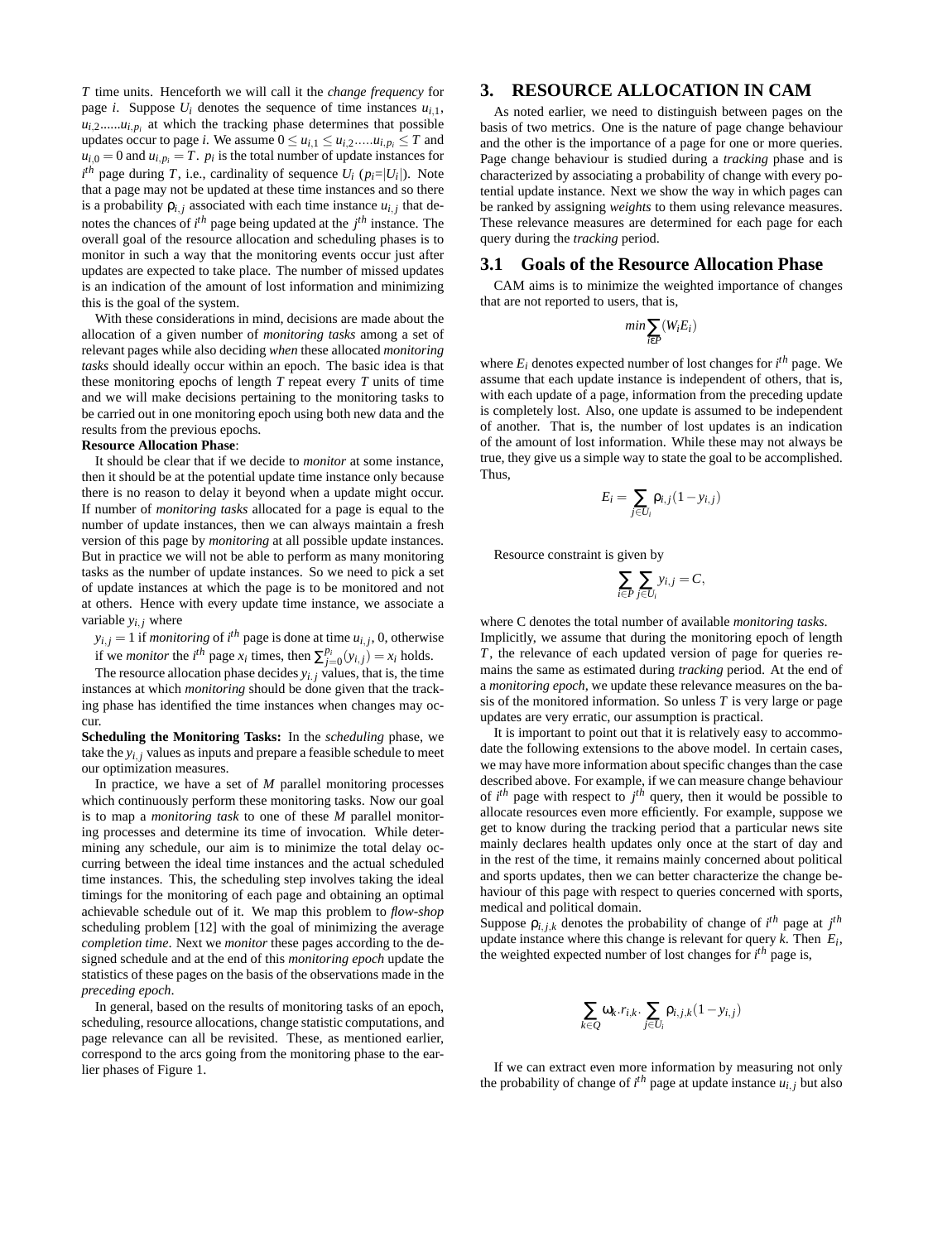$T$ time units. Henceforth we will call it the *change frequency* for page $i$. Suppose $U_i$ denotes the sequence of time instances $u_{i,1}$, $u_{i,2}$......$u_{i,p_i}$ at which the tracking phase determines that possible updates occur to page $i$. We assume $0 \leq u_{i,1} \leq u_{i,2}.....u_{i,p_i} \leq T$ and $u_{i,0} = 0$ and $u_{i,p_i} = T$. $p_i$ is the total number of update instances for $i^{th}$ page during $T$, i.e., cardinality of sequence $U_i$ ($p_i$=$|U_i|$). Note that a page may not be updated at these time instances and so there is a probability $\rho_{i,j}$ associated with each time instance $u_{i,j}$ that denotes the chances of $i^{th}$ page being updated at the $j^{th}$ instance. The overall goal of the resource allocation and scheduling phases is to monitor in such a way that the monitoring events occur just after updates are expected to take place. The number of missed updates is an indication of the amount of lost information and minimizing this is the goal of the system.

With these considerations in mind, decisions are made about the allocation of a given number of *monitoring tasks* among a set of relevant pages while also deciding *when* these allocated *monitoring tasks* should ideally occur within an epoch. The basic idea is that these monitoring epochs of length $T$ repeat every $T$ units of time and we will make decisions pertaining to the monitoring tasks to be carried out in one monitoring epoch using both new data and the results from the previous epochs.

**Resource Allocation Phase**:

It should be clear that if we decide to *monitor* at some instance, then it should be at the potential update time instance only because there is no reason to delay it beyond when a update might occur. If number of *monitoring tasks* allocated for a page is equal to the number of update instances, then we can always maintain a fresh version of this page by *monitoring* at all possible update instances. But in practice we will not be able to perform as many monitoring tasks as the number of update instances. So we need to pick a set of update instances at which the page is to be monitored and not at others. Hence with every update time instance, we associate a variable $y_{i,j}$ where

$y_{i,j} = 1$ if *monitoring* of $i^{th}$ page is done at time $u_{i,j}$, 0, otherwise if we *monitor* the $i^{th}$ page $x_i$ times, then $\sum_{j=0}^{p_i}(y_{i,j}) = x_i$ holds.

The resource allocation phase decides $y_{i,j}$ values, that is, the time instances at which *monitoring* should be done given that the tracking phase has identified the time instances when changes may occur.

**Scheduling the Monitoring Tasks:** In the *scheduling* phase, we take the $y_{i,j}$ values as inputs and prepare a feasible schedule to meet our optimization measures.

In practice, we have a set of $M$ parallel monitoring processes which continuously perform these monitoring tasks. Now our goal is to map a *monitoring task* to one of these $M$ parallel monitoring processes and determine its time of invocation. While determining any schedule, our aim is to minimize the total delay occurring between the ideal time instances and the actual scheduled time instances. This, the scheduling step involves taking the ideal timings for the monitoring of each page and obtaining an optimal achievable schedule out of it. We map this problem to *flow-shop* scheduling problem [12] with the goal of minimizing the average *completion time*. Next we *monitor* these pages according to the designed schedule and at the end of this *monitoring epoch* update the statistics of these pages on the basis of the observations made in the *preceding epoch*.

In general, based on the results of monitoring tasks of an epoch, scheduling, resource allocations, change statistic computations, and page relevance can all be revisited. These, as mentioned earlier, correspond to the arcs going from the monitoring phase to the earlier phases of Figure 1.

# 3. RESOURCE ALLOCATION IN CAM

As noted earlier, we need to distinguish between pages on the basis of two metrics. One is the nature of page change behaviour and the other is the importance of a page for one or more queries. Page change behaviour is studied during a *tracking* phase and is characterized by associating a probability of change with every potential update instance. Next we show the way in which pages can be ranked by assigning *weights* to them using relevance measures. These relevance measures are determined for each page for each query during the *tracking* period.

## 3.1 Goals of the Resource Allocation Phase

CAM aims is to minimize the weighted importance of changes that are not reported to users, that is,

$$min \sum_{i \epsilon P} (W_i E_i)$$

where $E_i$ denotes expected number of lost changes for $i^{th}$ page. We assume that each update instance is independent of others, that is, with each update of a page, information from the preceding update is completely lost. Also, one update is assumed to be independent of another. That is, the number of lost updates is an indication of the amount of lost information. While these may not always be true, they give us a simple way to state the goal to be accomplished. Thus,

$$E_i = \sum_{j \in U_i} \rho_{i,j}(1 - y_{i,j})$$

Resource constraint is given by

$$\sum_{i \in P} \sum_{j \in U_i} y_{i,j} = C,$$

where C denotes the total number of available *monitoring tasks*. Implicitly, we assume that during the monitoring epoch of length $T$, the relevance of each updated version of page for queries remains the same as estimated during *tracking* period. At the end of a *monitoring epoch*, we update these relevance measures on the basis of the monitored information. So unless $T$ is very large or page updates are very erratic, our assumption is practical.

It is important to point out that it is relatively easy to accommodate the following extensions to the above model. In certain cases, we may have more information about specific changes than the case described above. For example, if we can measure change behaviour of $i^{th}$ page with respect to $j^{th}$ query, then it would be possible to allocate resources even more efficiently. For example, suppose we get to know during the tracking period that a particular news site mainly declares health updates only once at the start of day and in the rest of the time, it remains mainly concerned about political and sports updates, then we can better characterize the change behaviour of this page with respect to queries concerned with sports, medical and political domain.

Suppose $\rho_{i,j,k}$ denotes the probability of change of $i^{th}$ page at $j^{th}$ update instance where this change is relevant for query $k$. Then $E_i$, the weighted expected number of lost changes for $i^{th}$ page is,

$$\sum_{k \in Q} \omega_k . r_{i,k} . \sum_{j \in U_i} \rho_{i,j,k}(1 - y_{i,j})$$

If we can extract even more information by measuring not only the probability of change of $i^{th}$ page at update instance $u_{i,j}$ but also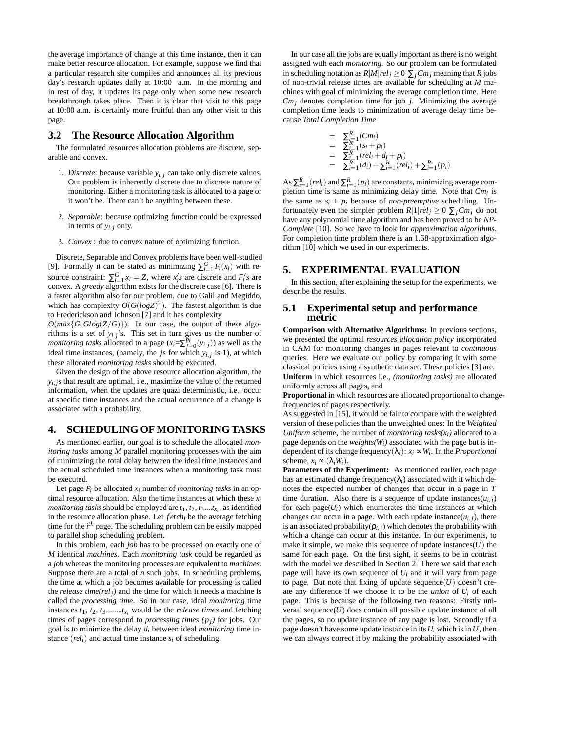the average importance of change at this time instance, then it can make better resource allocation. For example, suppose we find that a particular research site compiles and announces all its previous day's research updates daily at 10:00 a.m. in the morning and in rest of day, it updates its page only when some new research breakthrough takes place. Then it is clear that visit to this page at 10:00 a.m. is certainly more fruitful than any other visit to this page.

## 3.2 The Resource Allocation Algorithm

The formulated resources allocation problems are discrete, separable and convex.

1. *Discrete*: because variable $y_{i,j}$ can take only discrete values. Our problem is inherently discrete due to discrete nature of monitoring. Either a monitoring task is allocated to a page or it won't be. There can't be anything between these.
2. *Separable*: because optimizing function could be expressed in terms of $y_{i,j}$ only.
3. *Convex* : due to convex nature of optimizing function.

Discrete, Separable and Convex problems have been well-studied [9]. Formally it can be stated as minimizing $\sum_{i=1}^{G} F_i(x_i)$ with resource constraint: $\sum_{i=1}^{G} x_i = Z$, where $x_i's$ are discrete and $F_i's$ are convex. A *greedy* algorithm exists for the discrete case [6]. There is a faster algorithm also for our problem, due to Galil and Megiddo, which has complexity $O(G(logZ)^2)$. The fastest algorithm is due to Frederickson and Johnson [7] and it has complexity $O(max\{G, Glog(Z/G)\})$. In our case, the output of these algorithms is a set of $y_{i,j}$'s. This set in turn gives us the number of *monitoring tasks* allocated to a page ($x_i$=$\sum_{j=0}^{p_i}(y_{i,j})$) as well as the ideal time instances, (namely, the $j$s for which $y_{i,j}$ is 1), at which these allocated *monitoring tasks* should be executed.

Given the design of the above resource allocation algorithm, the $y_{i,j}$s that result are optimal, i.e., maximize the value of the returned information, when the updates are quazi deterministic, i.e., occur at specific time instances and the actual occurrence of a change is associated with a probability.

# 4. SCHEDULING OF MONITORING TASKS

As mentioned earlier, our goal is to schedule the allocated *monitoring tasks* among $M$ parallel monitoring processes with the aim of minimizing the total delay between the ideal time instances and the actual scheduled time instances when a monitoring task must be executed.

Let page $P_i$ be allocated $x_i$ number of *monitoring tasks* in an optimal resource allocation. Also the time instances at which these $x_i$ *monitoring tasks* should be employed are $t_1, t_2, t_3....t_{x_i}$, as identified in the resource allocation phase. Let $fetch_i$ be the average fetching time for the $i^{th}$ page. The scheduling problem can be easily mapped to parallel shop scheduling problem.

In this problem, each *job* has to be processed on exactly one of $M$ identical *machines*. Each *monitoring task* could be regarded as a *job* whereas the monitoring processes are equivalent to *machines*. Suppose there are a total of $n$ such jobs. In scheduling problems, the time at which a job becomes available for processing is called the *release time($rel_j$)* and the time for which it needs a machine is called the *processing time*. So in our case, ideal *monitoring* time instances $t_1, t_2, t_3........t_{x_i}$ would be the *release times* and fetching times of pages correspond to *processing times ($p_j$)* for jobs. Our goal is to minimize the delay $d_i$ between ideal *monitoring* time instance $(rel_i)$ and actual time instance $s_i$ of scheduling.

In our case all the jobs are equally important as there is no weight assigned with each *monitoring*. So our problem can be formulated in scheduling notation as $R|M|rel_j \geq 0|\sum_j Cm_j$ meaning that $R$ jobs of non-trivial release times are available for scheduling at $M$ machines with goal of minimizing the average completion time. Here $Cm_j$ denotes completion time for job $j$. Minimizing the average completion time leads to minimization of average delay time because *Total Completion Time*

$$
\begin{aligned}
&= \sum_{i=1}^{R}(Cm_i) \\
&= \sum_{i=1}^{R}(s_i + p_i) \\
&= \sum_{i=1}^{R}(rel_i + d_i + p_i) \\
&= \sum_{i=1}^{R}(d_i) + \sum_{i=1}^{R}(rel_i) + \sum_{i=1}^{R}(p_i)
\end{aligned}
$$

As $\sum_{i=1}^{R}(rel_i)$ and $\sum_{i=1}^{R}(p_i)$ are constants, minimizing average completion time is same as minimizing delay time. Note that $Cm_i$ is the same as $s_i$ + $p_i$ because of *non-preemptive* scheduling. Unfortunately even the simpler problem $R|1|rel_j \geq 0|\sum_j Cm_j$ do not have any polynomial time algorithm and has been proved to be *NP-Complete* [10]. So we have to look for *approximation algorithms*. For completion time problem there is an 1.58-approximation algorithm [10] which we used in our experiments.

# 5. EXPERIMENTAL EVALUATION

In this section, after explaining the setup for the experiments, we describe the results.

## 5.1 Experimental setup and performance metric

**Comparison with Alternative Algorithms:** In previous sections, we presented the optimal *resources allocation policy* incorporated in CAM for monitoring changes in pages relevant to *continuous* queries. Here we evaluate our policy by comparing it with some classical policies using a synthetic data set. These policies [3] are:
**Uniform** in which resources i.e., *(monitoring tasks)* are allocated uniformly across all pages, and
**Proportional** in which resources are allocated proportional to change-frequencies of pages respectively.
As suggested in [15], it would be fair to compare with the weighted version of these policies than the unweighted ones: In the *Weighted Uniform* scheme, the number of *monitoring tasks($x_i$)* allocated to a page depends on the *weights($W_i$)* associated with the page but is independent of its change frequency($\lambda_i$): $x_i \propto W_i$. In the *Proportional* scheme, $x_i \propto (\lambda_i W_i)$.
**Parameters of the Experiment:** As mentioned earlier, each page has an estimated change frequency($\lambda_i$) associated with it which denotes the expected number of changes that occur in a page in $T$ time duration. Also there is a sequence of update instances($u_{i,j}$) for each page($U_i$) which enumerates the time instances at which changes can occur in a page. With each update instance($u_{i,j}$), there is an associated probability($\rho_{i,j}$) which denotes the probability with which a change can occur at this instance. In our experiments, to make it simple, we make this sequence of update instances($U$) the same for each page. On the first sight, it seems to be in contrast with the model we described in Section 2. There we said that each page will have its own sequence of $U_i$ and it will vary from page to page. But note that fixing of update sequence($U$) doesn't create any difference if we choose it to be the *union* of $U_i$ of each page. This is because of the following two reasons: Firstly universal sequence($U$) does contain all possible update instance of all the pages, so no update instance of any page is lost. Secondly if a page doesn't have some update instance in its $U_i$ which is in $U$, then we can always correct it by making the probability associated with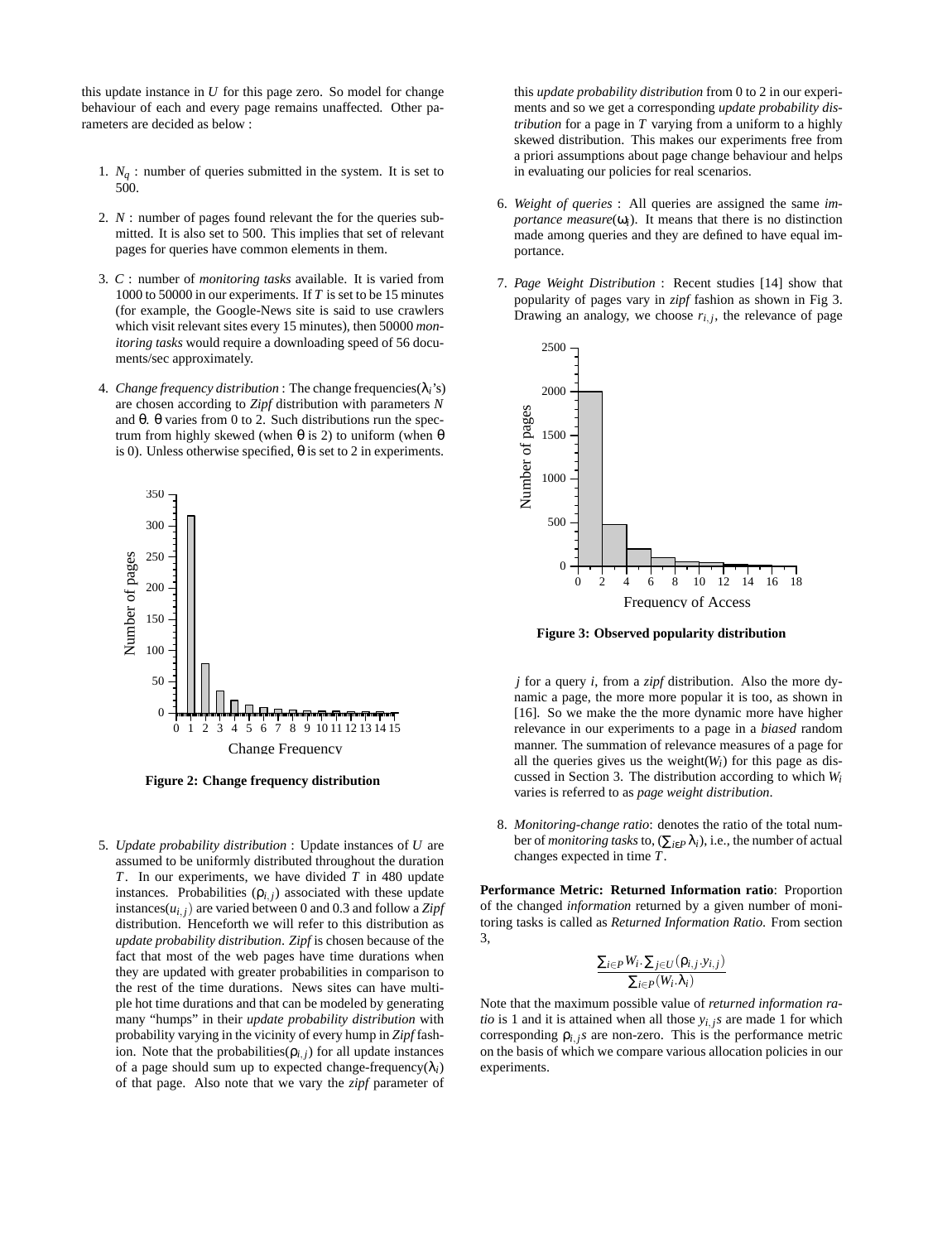this update instance in $U$ for this page zero. So model for change behaviour of each and every page remains unaffected. Other parameters are decided as below :

1. $N_q$ : number of queries submitted in the system. It is set to 500.

2. $N$ : number of pages found relevant the for the queries submitted. It is also set to 500. This implies that set of relevant pages for queries have common elements in them.

3. $C$ : number of *monitoring tasks* available. It is varied from 1000 to 50000 in our experiments. If $T$ is set to be 15 minutes (for example, the Google-News site is said to use crawlers which visit relevant sites every 15 minutes), then 50000 *monitoring tasks* would require a downloading speed of 56 documents/sec approximately.

4. *Change frequency distribution* : The change frequencies($\lambda_i$'s) are chosen according to *Zipf* distribution with parameters $N$ and $\theta$. $\theta$ varies from 0 to 2. Such distributions run the spectrum from highly skewed (when $\theta$ is 2) to uniform (when $\theta$ is 0). Unless otherwise specified, $\theta$ is set to 2 in experiments.

**Figure 2: Change frequency distribution**

5. *Update probability distribution* : Update instances of $U$ are assumed to be uniformly distributed throughout the duration $T$. In our experiments, we have divided $T$ in 480 update instances. Probabilities ($\rho_{i,j}$) associated with these update instances($u_{i,j}$) are varied between 0 and 0.3 and follow a *Zipf* distribution. Henceforth we will refer to this distribution as *update probability distribution*. *Zipf* is chosen because of the fact that most of the web pages have time durations when they are updated with greater probabilities in comparison to the rest of the time durations. News sites can have multiple hot time durations and that can be modeled by generating many "humps" in their *update probability distribution* with probability varying in the vicinity of every hump in *Zipf* fashion. Note that the probabilities($\rho_{i,j}$) for all update instances of a page should sum up to expected change-frequency($\lambda_i$) of that page. Also note that we vary the *zipf* parameter of this *update probability distribution* from 0 to 2 in our experiments and so we get a corresponding *update probability distribution* for a page in $T$ varying from a uniform to a highly skewed distribution. This makes our experiments free from a priori assumptions about page change behaviour and helps in evaluating our policies for real scenarios.

6. *Weight of queries* : All queries are assigned the same *importance measure*($\omega_i$). It means that there is no distinction made among queries and they are defined to have equal importance.

7. *Page Weight Distribution* : Recent studies [14] show that popularity of pages vary in *zipf* fashion as shown in Fig 3. Drawing an analogy, we choose $r_{i,j}$, the relevance of page $j$ for a query $i$, from a *zipf* distribution. Also the more dynamic a page, the more more popular it is too, as shown in [16]. So we make the the more dynamic more have higher relevance in our experiments to a page in a *biased* random manner. The summation of relevance measures of a page for all the queries gives us the weight($W_i$) for this page as discussed in Section 3. The distribution according to which $W_i$ varies is referred to as *page weight distribution*.

**Figure 3: Observed popularity distribution**

8. *Monitoring-change ratio*: denotes the ratio of the total number of *monitoring tasks* to, ($\sum_{i \epsilon P} \lambda_i$), i.e., the number of actual changes expected in time $T$.

**Performance Metric: Returned Information ratio**: Proportion of the changed *information* returned by a given number of monitoring tasks is called as *Returned Information Ratio*. From section 3,

$$\frac{\sum_{i \in P} W_i . \sum_{j \in U} (\rho_{i,j} . y_{i,j})}{\sum_{i \in P} (W_i . \lambda_i)}$$

Note that the maximum possible value of *returned information ratio* is 1 and it is attained when all those $y_{i,j}$s are made 1 for which corresponding $\rho_{i,j}$s are non-zero. This is the performance metric on the basis of which we compare various allocation policies in our experiments.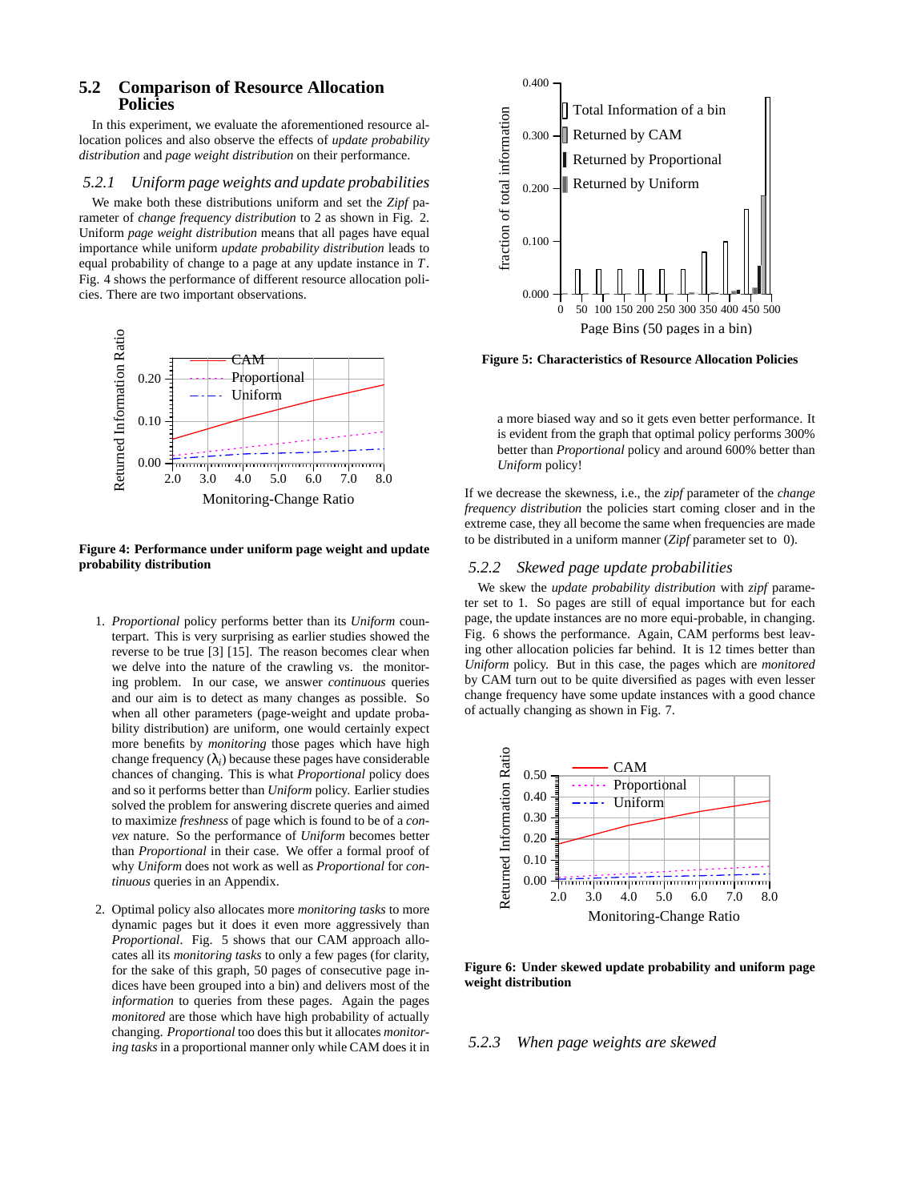### 5.2 Comparison of Resource Allocation Policies

In this experiment, we evaluate the aforementioned resource allocation polices and also observe the effects of *update probability distribution* and *page weight distribution* on their performance.

#### 5.2.1 *Uniform page weights and update probabilities*

We make both these distributions uniform and set the *Zipf* parameter of *change frequency distribution* to 2 as shown in Fig. 2. Uniform *page weight distribution* means that all pages have equal importance while uniform *update probability distribution* leads to equal probability of change to a page at any update instance in $T$. Fig. 4 shows the performance of different resource allocation policies. There are two important observations.

**Figure 4: Performance under uniform page weight and update probability distribution**

1. *Proportional* policy performs better than its *Uniform* counterpart. This is very surprising as earlier studies showed the reverse to be true [3] [15]. The reason becomes clear when we delve into the nature of the crawling vs. the monitoring problem. In our case, we answer *continuous* queries and our aim is to detect as many changes as possible. So when all other parameters (page-weight and update probability distribution) are uniform, one would certainly expect more benefits by *monitoring* those pages which have high change frequency ($\lambda_i$) because these pages have considerable chances of changing. This is what *Proportional* policy does and so it performs better than *Uniform* policy. Earlier studies solved the problem for answering discrete queries and aimed to maximize *freshness* of page which is found to be of a *convex* nature. So the performance of *Uniform* becomes better than *Proportional* in their case. We offer a formal proof of why *Uniform* does not work as well as *Proportional* for *continuous* queries in an Appendix.

2. Optimal policy also allocates more *monitoring tasks* to more dynamic pages but it does it even more aggressively than *Proportional*. Fig. 5 shows that our CAM approach allocates all its *monitoring tasks* to only a few pages (for clarity, for the sake of this graph, 50 pages of consecutive page indices have been grouped into a bin) and delivers most of the *information* to queries from these pages. Again the pages *monitored* are those which have high probability of actually changing. *Proportional* too does this but it allocates *monitoring tasks* in a proportional manner only while CAM does it in a more biased way and so it gets even better performance. It is evident from the graph that optimal policy performs 300% better than *Proportional* policy and around 600% better than *Uniform* policy!

**Figure 5: Characteristics of Resource Allocation Policies**

If we decrease the skewness, i.e., the *zipf* parameter of the *change frequency distribution* the policies start coming closer and in the extreme case, they all become the same when frequencies are made to be distributed in a uniform manner (*Zipf* parameter set to 0).

#### 5.2.2 *Skewed page update probabilities*

We skew the *update probability distribution* with *zipf* parameter set to 1. So pages are still of equal importance but for each page, the update instances are no more equi-probable, in changing. Fig. 6 shows the performance. Again, CAM performs best leaving other allocation policies far behind. It is 12 times better than *Uniform* policy. But in this case, the pages which are *monitored* by CAM turn out to be quite diversified as pages with even lesser change frequency have some update instances with a good chance of actually changing as shown in Fig. 7.

**Figure 6: Under skewed update probability and uniform page weight distribution**

#### 5.2.3 *When page weights are skewed*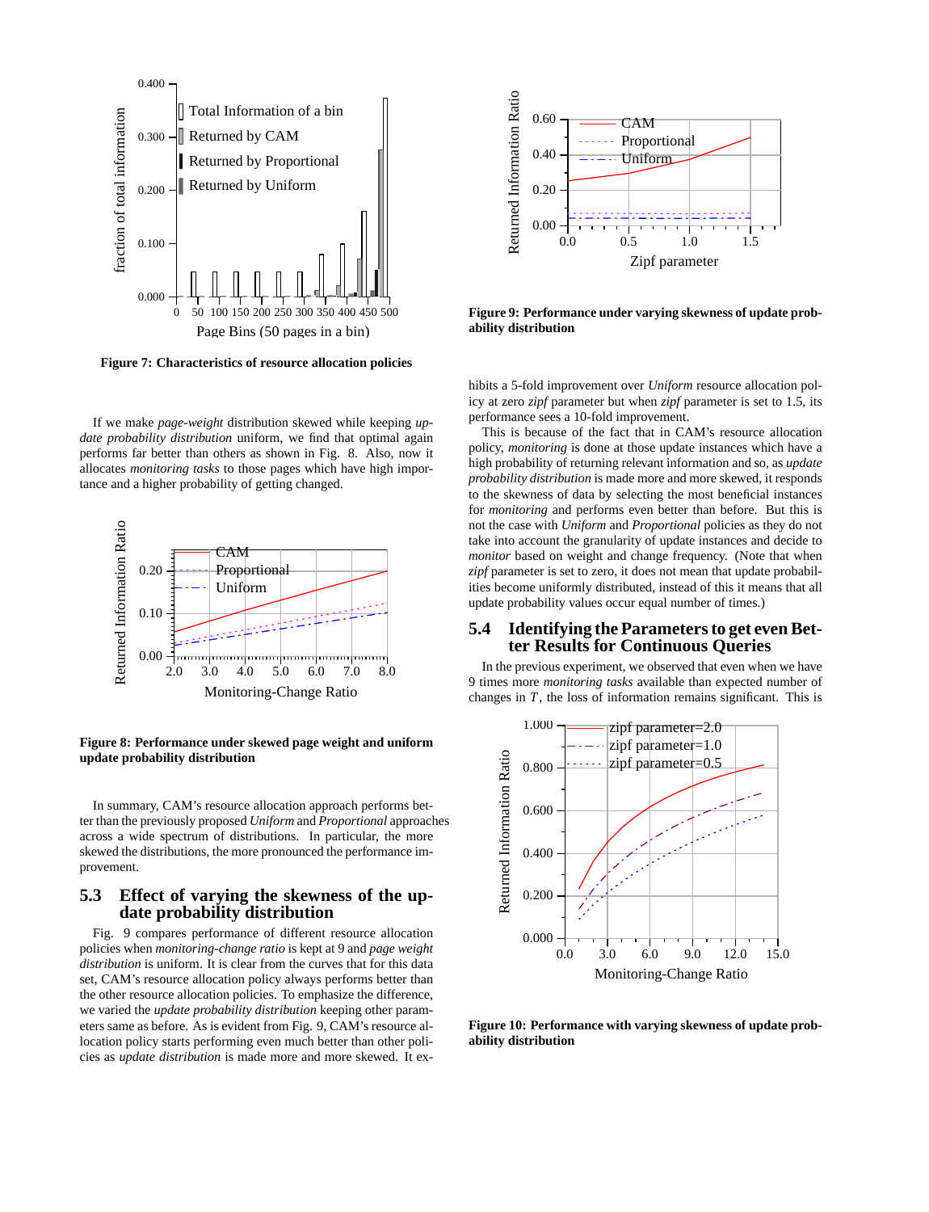Figure 7: Characteristics of resource allocation policies

If we make *page-weight* distribution skewed while keeping *update probability distribution* uniform, we find that optimal again performs far better than others as shown in Fig. 8. Also, now it allocates *monitoring tasks* to those pages which have high importance and a higher probability of getting changed.

Figure 8: Performance under skewed page weight and uniform update probability distribution

In summary, CAM's resource allocation approach performs better than the previously proposed *Uniform* and *Proportional* approaches across a wide spectrum of distributions. In particular, the more skewed the distributions, the more pronounced the performance improvement.

## 5.3 Effect of varying the skewness of the update probability distribution

Fig. 9 compares performance of different resource allocation policies when *monitoring-change ratio* is kept at 9 and *page weight distribution* is uniform. It is clear from the curves that for this data set, CAM's resource allocation policy always performs better than the other resource allocation policies. To emphasize the difference, we varied the *update probability distribution* keeping other parameters same as before. As is evident from Fig. 9, CAM's resource allocation policy starts performing even much better than other policies as *update distribution* is made more and more skewed. It exhibits a 5-fold improvement over *Uniform* resource allocation policy at zero *zipf* parameter but when *zipf* parameter is set to 1.5, its performance sees a 10-fold improvement.

Figure 9: Performance under varying skewness of update probability distribution

This is because of the fact that in CAM's resource allocation policy, *monitoring* is done at those update instances which have a high probability of returning relevant information and so, as *update probability distribution* is made more and more skewed, it responds to the skewness of data by selecting the most beneficial instances for *monitoring* and performs even better than before. But this is not the case with *Uniform* and *Proportional* policies as they do not take into account the granularity of update instances and decide to *monitor* based on weight and change frequency. (Note that when *zipf* parameter is set to zero, it does not mean that update probabilities become uniformly distributed, instead of this it means that all update probability values occur equal number of times.)

## 5.4 Identifying the Parameters to get even Better Results for Continuous Queries

In the previous experiment, we observed that even when we have 9 times more *monitoring tasks* available than expected number of changes in $T$, the loss of information remains significant. This is

Figure 10: Performance with varying skewness of update probability distribution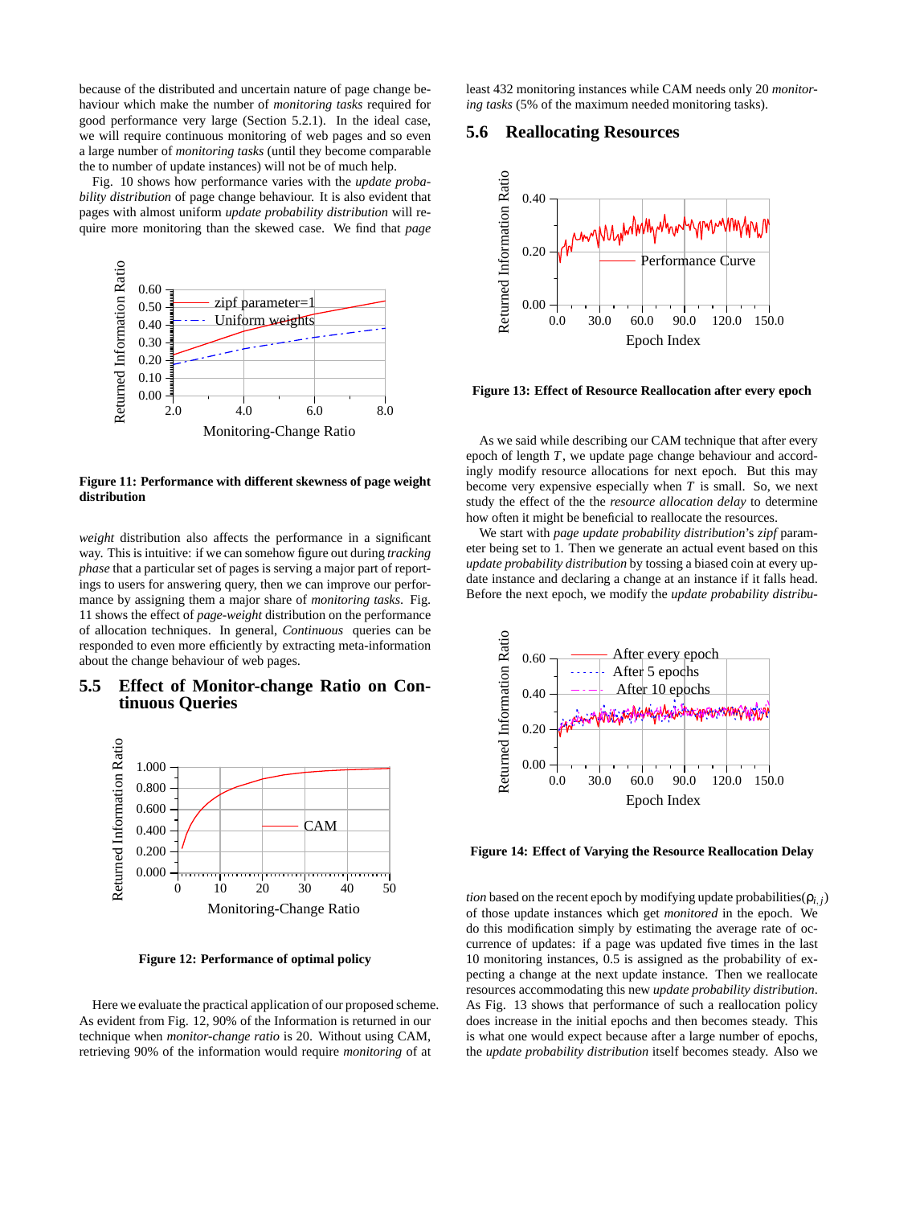because of the distributed and uncertain nature of page change behaviour which make the number of *monitoring tasks* required for good performance very large (Section 5.2.1). In the ideal case, we will require continuous monitoring of web pages and so even a large number of *monitoring tasks* (until they become comparable the to number of update instances) will not be of much help.

Fig. 10 shows how performance varies with the *update probability distribution* of page change behaviour. It is also evident that pages with almost uniform *update probability distribution* will require more monitoring than the skewed case. We find that *page weight* distribution also affects the performance in a significant way. This is intuitive: if we can somehow figure out during *tracking phase* that a particular set of pages is serving a major part of reportings to users for answering query, then we can improve our performance by assigning them a major share of *monitoring tasks*. Fig. 11 shows the effect of *page-weight* distribution on the performance of allocation techniques. In general, *Continuous* queries can be responded to even more efficiently by extracting meta-information about the change behaviour of web pages.

**Figure 11: Performance with different skewness of page weight distribution**

## 5.5 Effect of Monitor-change Ratio on Continuous Queries

**Figure 12: Performance of optimal policy**

Here we evaluate the practical application of our proposed scheme. As evident from Fig. 12, 90% of the Information is returned in our technique when *monitor-change ratio* is 20. Without using CAM, retrieving 90% of the information would require *monitoring* of at least 432 monitoring instances while CAM needs only 20 *monitoring tasks* (5% of the maximum needed monitoring tasks).

## 5.6 Reallocating Resources

**Figure 13: Effect of Resource Reallocation after every epoch**

As we said while describing our CAM technique that after every epoch of length $T$, we update page change behaviour and accordingly modify resource allocations for next epoch. But this may become very expensive especially when $T$ is small. So, we next study the effect of the the *resource allocation delay* to determine how often it might be beneficial to reallocate the resources.

We start with *page update probability distribution*'s *zipf* parameter being set to 1. Then we generate an actual event based on this *update probability distribution* by tossing a biased coin at every update instance and declaring a change at an instance if it falls head. Before the next epoch, we modify the *update probability distribution* based on the recent epoch by modifying update probabilities($\rho_{i,j}$) of those update instances which get *monitored* in the epoch. We do this modification simply by estimating the average rate of occurrence of updates: if a page was updated five times in the last 10 monitoring instances, 0.5 is assigned as the probability of expecting a change at the next update instance. Then we reallocate resources accommodating this new *update probability distribution*. As Fig. 13 shows that performance of such a reallocation policy does increase in the initial epochs and then becomes steady. This is what one would expect because after a large number of epochs, the *update probability distribution* itself becomes steady. Also we

**Figure 14: Effect of Varying the Resource Reallocation Delay**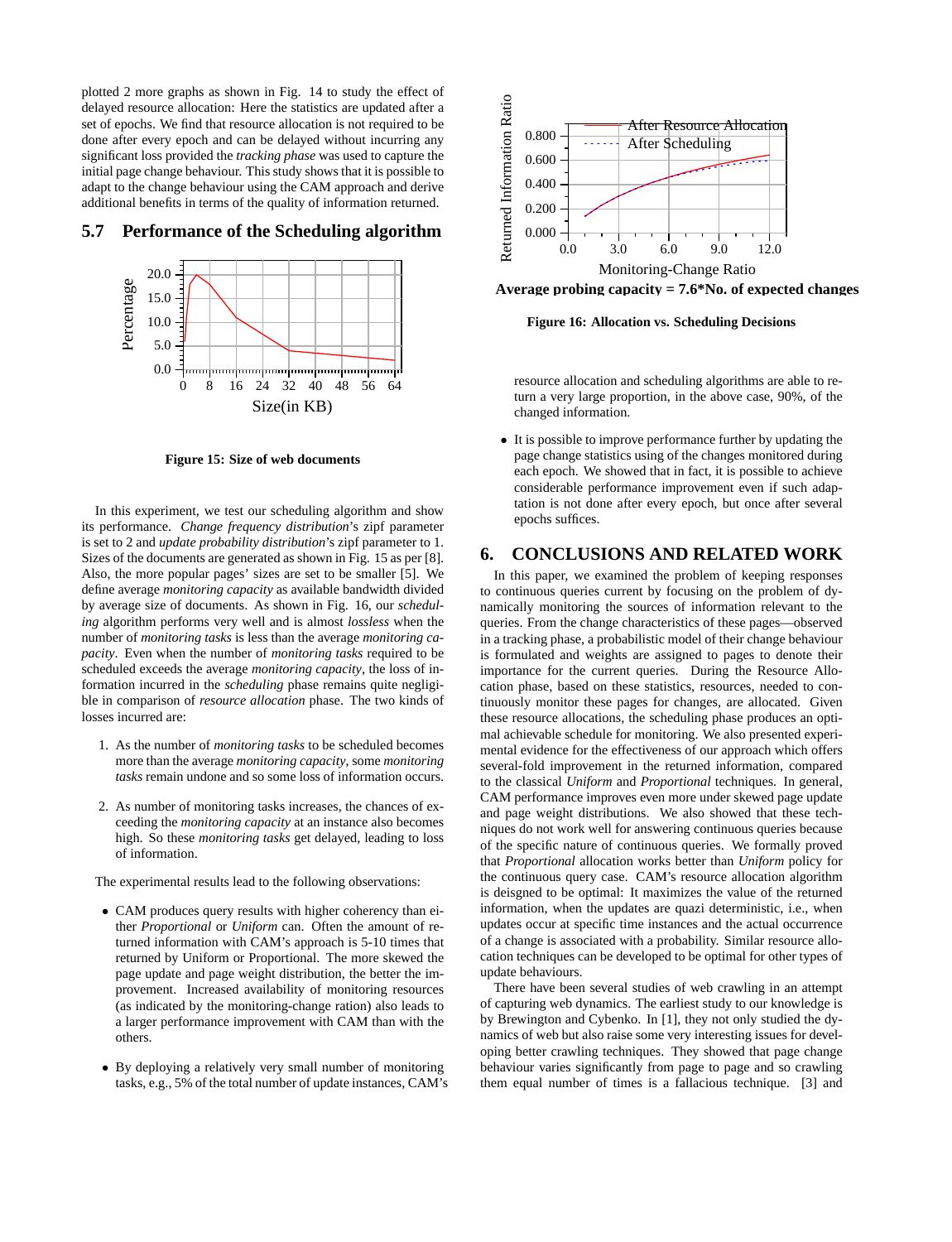plotted 2 more graphs as shown in Fig. 14 to study the effect of delayed resource allocation: Here the statistics are updated after a set of epochs. We find that resource allocation is not required to be done after every epoch and can be delayed without incurring any significant loss provided the *tracking phase* was used to capture the initial page change behaviour. This study shows that it is possible to adapt to the change behavior using the CAM approach and derive additional benefits in terms of the quality of information returned.

## 5.7 Performance of the Scheduling algorithm

**Figure 15: Size of web documents**

In this experiment, we test our scheduling algorithm and show its performance. *Change frequency distribution*'s zipf parameter is set to 2 and *update probability distribution*'s zipf parameter to 1. Sizes of the documents are generated as shown in Fig. 15 as per [8]. Also, the more popular pages' sizes are set to be smaller [5]. We define average *monitoring capacity* as available bandwidth divided by average size of documents. As shown in Fig. 16, our *scheduling* algorithm performs very well and is almost *lossless* when the number of *monitoring tasks* is less than the average *monitoring capacity*. Even when the number of *monitoring tasks* required to be scheduled exceeds the average *monitoring capacity*, the loss of information incurred in the *scheduling* phase remains quite negligible in comparison of *resource allocation* phase. The two kinds of losses incurred are:

1. As the number of *monitoring tasks* to be scheduled becomes more than the average *monitoring capacity*, some *monitoring tasks* remain undone and so some loss of information occurs.

2. As number of monitoring tasks increases, the chances of exceeding the *monitoring capacity* at an instance also becomes high. So these *monitoring tasks* get delayed, leading to loss of information.

The experimental results lead to the following observations:

- CAM produces query results with higher coherency than either *Proportional* or *Uniform* can. Often the amount of returned information with CAM's approach is 5-10 times that returned by Uniform or Proportional. The more skewed the page update and page weight distribution, the better the improvement. Increased availability of monitoring resources (as indicated by the monitoring-change ration) also leads to a larger performance improvement with CAM than with the others.

- By deploying a relatively very small number of monitoring tasks, e.g., 5% of the total number of update instances, CAM's resource allocation and scheduling algorithms are able to return a very large proportion, in the above case, 90%, of the changed information.

- It is possible to improve performance further by updating the page change statistics using of the changes monitored during each epoch. We showed that in fact, it is possible to achieve considerable performance improvement even if such adaptation is not done after every epoch, but once after several epochs suffices.

Average probing capacity = 7.6*No. of expected changes

**Figure 16: Allocation vs. Scheduling Decisions**

# 6. CONCLUSIONS AND RELATED WORK

In this paper, we examined the problem of keeping responses to continuous queries current by focusing on the problem of dynamically monitoring the sources of information relevant to the queries. From the change characteristics of these pages—observed in a tracking phase, a probabilistic model of their change behaviour is formulated and weights are assigned to pages to denote their importance for the current queries. During the Resource Allocation phase, based on these statistics, resources, needed to continuously monitor these pages for changes, are allocated. Given these resource allocations, the scheduling phase produces an optimal achievable schedule for monitoring. We also presented experimental evidence for the effectiveness of our approach which offers several-fold improvement in the returned information, compared to the classical *Uniform* and *Proportional* techniques. In general, CAM performance improves even more under skewed page update and page weight distributions. We also showed that these techniques do not work well for answering continuous queries because of the specific nature of continuous queries. We formally proved that *Proportional* allocation works better than *Uniform* policy for the continuous query case. CAM's resource allocation algorithm is deisgned to be optimal: It maximizes the value of the returned information, when the updates are quazi deterministic, i.e., when updates occur at specific time instances and the actual occurrence of a change is associated with a probability. Similar resource allocation techniques can be developed to be optimal for other types of update behaviours.

There have been several studies of web crawling in an attempt of capturing web dynamics. The earliest study to our knowledge is by Brewington and Cybenko. In [1], they not only studied the dynamics of web but also raise some very interesting issues for developing better crawling techniques. They showed that page change behaviour varies significantly from page to page and so crawling them equal number of times is a fallacious technique. [3] and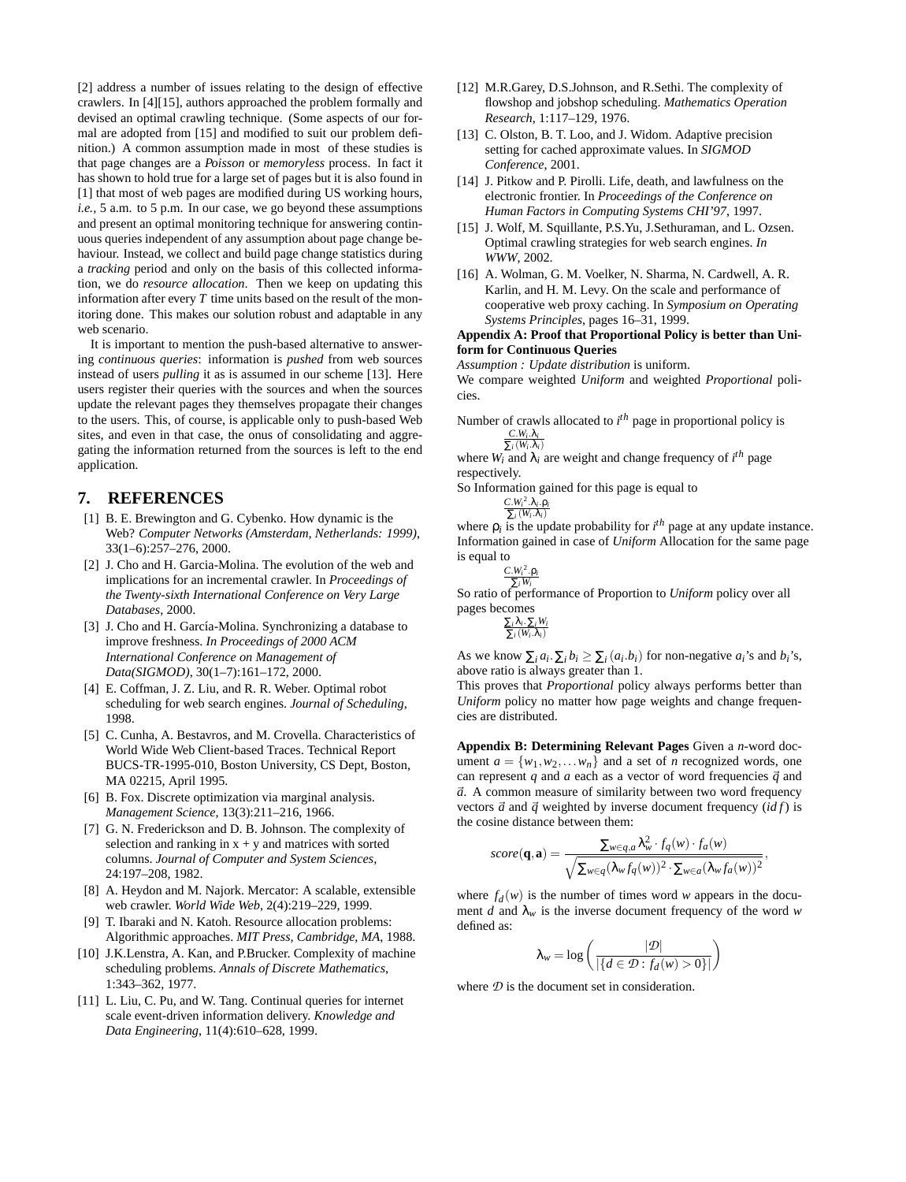[2] address a number of issues relating to the design of effective crawlers. In [4][15], authors approached the problem formally and devised an optimal crawling technique. (Some aspects of our formal are adopted from [15] and modified to suit our problem definition.) A common assumption made in most of these studies is that page changes are a *Poisson* or *memoryless* process. In fact it has shown to hold true for a large set of pages but it is also found in [1] that most of web pages are modified during US working hours, *i.e.*, 5 a.m. to 5 p.m. In our case, we go beyond these assumptions and present an optimal monitoring technique for answering continuous queries independent of any assumption about page change behaviour. Instead, we collect and build page change statistics during a *tracking* period and only on the basis of this collected information, we do *resource allocation*. Then we keep on updating this information after every $T$ time units based on the result of the monitoring done. This makes our solution robust and adaptable in any web scenario.

It is important to mention the push-based alternative to answering *continuous queries*: information is *pushed* from web sources instead of users *pulling* it as is assumed in our scheme [13]. Here users register their queries with the sources and when the sources update the relevant pages they themselves propagate their changes to the users. This, of course, is applicable only to push-based Web sites, and even in that case, the onus of consolidating and aggregating the information returned from the sources is left to the end application.

## 7. REFERENCES

[1] B. E. Brewington and G. Cybenko. How dynamic is the Web? *Computer Networks (Amsterdam, Netherlands: 1999)*, 33(1–6):257–276, 2000.

[2] J. Cho and H. Garcia-Molina. The evolution of the web and implications for an incremental crawler. In *Proceedings of the Twenty-sixth International Conference on Very Large Databases*, 2000.

[3] J. Cho and H. García-Molina. Synchronizing a database to improve freshness. *In Proceedings of 2000 ACM International Conference on Management of Data(SIGMOD)*, 30(1–7):161–172, 2000.

[4] E. Coffman, J. Z. Liu, and R. R. Weber. Optimal robot scheduling for web search engines. *Journal of Scheduling*, 1998.

[5] C. Cunha, A. Bestavros, and M. Crovella. Characteristics of World Wide Web Client-based Traces. Technical Report BUCS-TR-1995-010, Boston University, CS Dept, Boston, MA 02215, April 1995.

[6] B. Fox. Discrete optimization via marginal analysis. *Management Science*, 13(3):211–216, 1966.

[7] G. N. Frederickson and D. B. Johnson. The complexity of selection and ranking in x + y and matrices with sorted columns. *Journal of Computer and System Sciences*, 24:197–208, 1982.

[8] A. Heydon and M. Najork. Mercator: A scalable, extensible web crawler. *World Wide Web*, 2(4):219–229, 1999.

[9] T. Ibaraki and N. Katoh. Resource allocation problems: Algorithmic approaches. *MIT Press, Cambridge, MA*, 1988.

[10] J.K.Lenstra, A. Kan, and P.Brucker. Complexity of machine scheduling problems. *Annals of Discrete Mathematics*, 1:343–362, 1977.

[11] L. Liu, C. Pu, and W. Tang. Continual queries for internet scale event-driven information delivery. *Knowledge and Data Engineering*, 11(4):610–628, 1999.

[12] M.R.Garey, D.S.Johnson, and R.Sethi. The complexity of flowshop and jobshop scheduling. *Mathematics Operation Research*, 1:117–129, 1976.

[13] C. Olston, B. T. Loo, and J. Widom. Adaptive precision setting for cached approximate values. In *SIGMOD Conference*, 2001.

[14] J. Pitkow and P. Pirolli. Life, death, and lawfulness on the electronic frontier. In *Proceedings of the Conference on Human Factors in Computing Systems CHI'97*, 1997.

[15] J. Wolf, M. Squillante, P.S.Yu, J.Sethuraman, and L. Ozsen. Optimal crawling strategies for web search engines. *In WWW*, 2002.

[16] A. Wolman, G. M. Voelker, N. Sharma, N. Cardwell, A. R. Karlin, and H. M. Levy. On the scale and performance of cooperative web proxy caching. In *Symposium on Operating Systems Principles*, pages 16–31, 1999.

**Appendix A: Proof that Proportional Policy is better than Uniform for Continuous Queries**

*Assumption : Update distribution* is uniform.
We compare weighted *Uniform* and weighted *Proportional* policies.

Number of crawls allocated to $i^{th}$ page in proportional policy is

$$\frac{C.W_i.\lambda_i}{\sum_i (W_i.\lambda_i)}$$

where $W_i$ and $\lambda_i$ are weight and change frequency of $i^{th}$ page respectively.
So Information gained for this page is equal to

$$\frac{C.W_i^2.\lambda_i.\rho_i}{\sum_i (W_i.\lambda_i)}$$

where $\rho_i$ is the update probability for $i^{th}$ page at any update instance. Information gained in case of *Uniform* Allocation for the same page is equal to

$$\frac{C.W_i^2.\rho_i}{\sum_i W_i}$$

So ratio of performance of Proportion to *Uniform* policy over all pages becomes

$$\frac{\sum_i \lambda_i.\sum_i W_i}{\sum_i (W_i.\lambda_i)}$$

As we know $\sum_i a_i.\sum_i b_i \geq \sum_i (a_i.b_i)$ for non-negative $a_i$'s and $b_i$'s, above ratio is always greater than 1.
This proves that *Proportional* policy always performs better than *Uniform* policy no matter how page weights and change frequencies are distributed.

**Appendix B: Determining Relevant Pages** Given a $n$-word document $a = \{w_1, w_2, \ldots w_n\}$ and a set of $n$ recognized words, one can represent $q$ and $a$ each as a vector of word frequencies $\vec{q}$ and $\vec{a}$. A common measure of similarity between two word frequency vectors $\vec{a}$ and $\vec{q}$ weighted by inverse document frequency ($idf$) is the cosine distance between them:

$$score(\mathbf{q}, \mathbf{a}) = \frac{\sum_{w \in q,a} \lambda_w^2 \cdot f_q(w) \cdot f_a(w)}{\sqrt{\sum_{w \in q} (\lambda_w f_q(w))^2 \cdot \sum_{w \in a} (\lambda_w f_a(w))^2}},$$

where $f_d(w)$ is the number of times word $w$ appears in the document $d$ and $\lambda_w$ is the inverse document frequency of the word $w$ defined as:

$$\lambda_w = \log\left(\frac{|\mathcal{D}|}{|\{d \in \mathcal{D} : f_d(w) > 0\}|}\right)$$

where $\mathcal{D}$ is the document set in consideration.